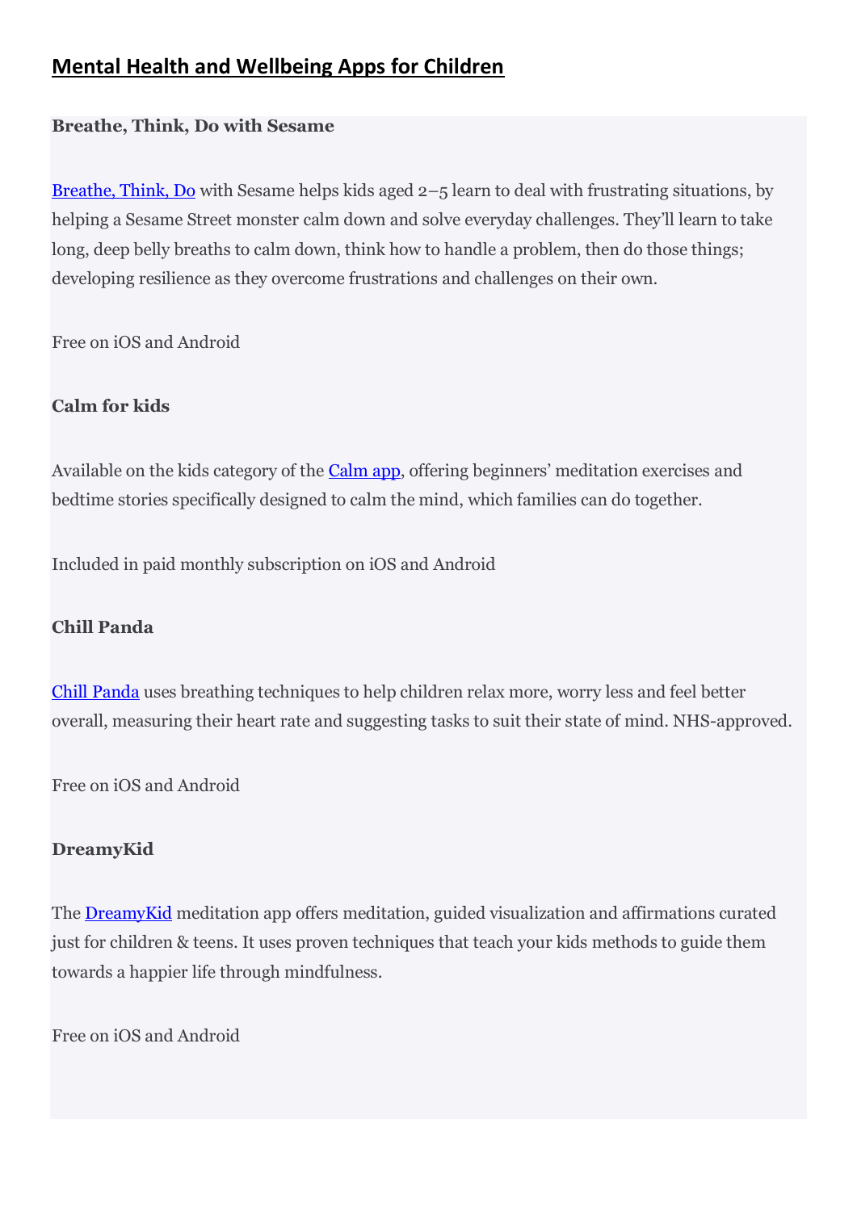# Mental Health and Wellbeing Apps for Children

**Breathe, Think, Do with Sesame**

Breathe, Think, Do with Sesame helps kids aged 2–5 learn to deal with frustrating situations, by helping a Sesame Street monster calm down and solve everyday challenges. They'll learn to take long, deep belly breaths to calm down, think how to handle a problem, then do those things; developing resilience as they overcome frustrations and challenges on their own.

Free on iOS and Android

**Calm for kids**

Available on the kids category of the Calm app, offering beginners' meditation exercises and bedtime stories specifically designed to calm the mind, which families can do together.

Included in paid monthly subscription on iOS and Android

**Chill Panda**

Chill Panda uses breathing techniques to help children relax more, worry less and feel better overall, measuring their heart rate and suggesting tasks to suit their state of mind. NHS-approved.

Free on iOS and Android

**DreamyKid**

The DreamyKid meditation app offers meditation, guided visualization and affirmations curated just for children & teens. It uses proven techniques that teach your kids methods to guide them towards a happier life through mindfulness.

Free on iOS and Android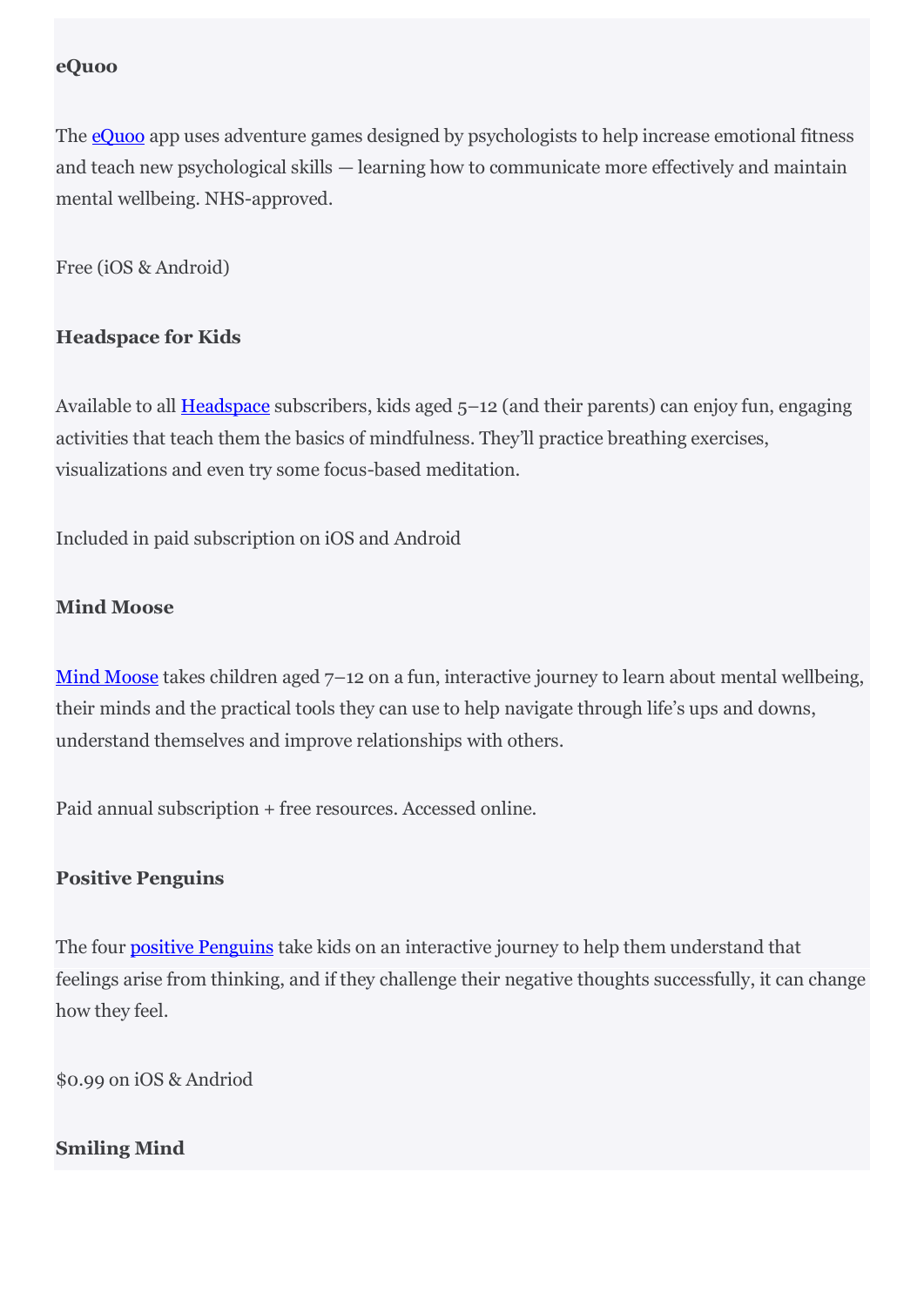**eQuoo**

The [eQuoo](eQuoo) app uses adventure games designed by psychologists to help increase emotional fitness and teach new psychological skills — learning how to communicate more effectively and maintain mental wellbeing. NHS-approved.

Free (iOS & Android)

**Headspace for Kids**

Available to all [Headspace](Headspace) subscribers, kids aged 5–12 (and their parents) can enjoy fun, engaging activities that teach them the basics of mindfulness. They'll practice breathing exercises, visualizations and even try some focus-based meditation.

Included in paid subscription on iOS and Android

**Mind Moose**

[Mind Moose](Mind Moose) takes children aged 7–12 on a fun, interactive journey to learn about mental wellbeing, their minds and the practical tools they can use to help navigate through life's ups and downs, understand themselves and improve relationships with others.

Paid annual subscription + free resources. Accessed online.

**Positive Penguins**

The four [positive Penguins](positive Penguins) take kids on an interactive journey to help them understand that feelings arise from thinking, and if they challenge their negative thoughts successfully, it can change how they feel.

$0.99 on iOS & Andriod

**Smiling Mind**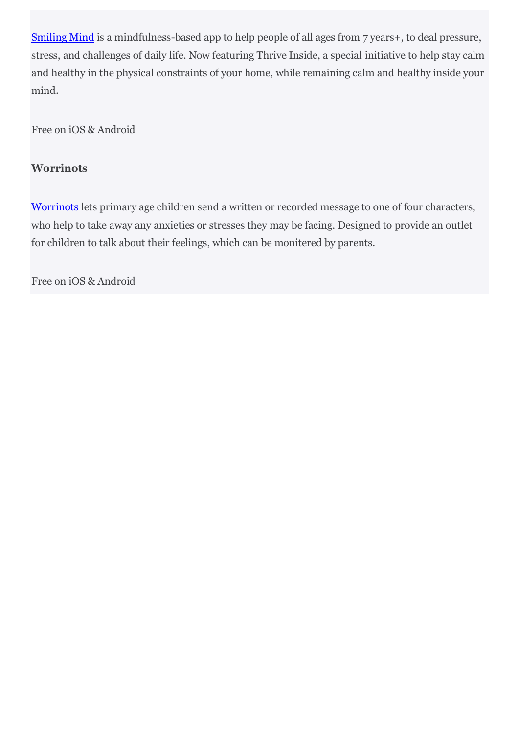Smiling Mind is a mindfulness-based app to help people of all ages from 7 years+, to deal pressure, stress, and challenges of daily life. Now featuring Thrive Inside, a special initiative to help stay calm and healthy in the physical constraints of your home, while remaining calm and healthy inside your mind.

Free on iOS & Android

### Worrinots

Worrinots lets primary age children send a written or recorded message to one of four characters, who help to take away any anxieties or stresses they may be facing. Designed to provide an outlet for children to talk about their feelings, which can be monitered by parents.

Free on iOS & Android